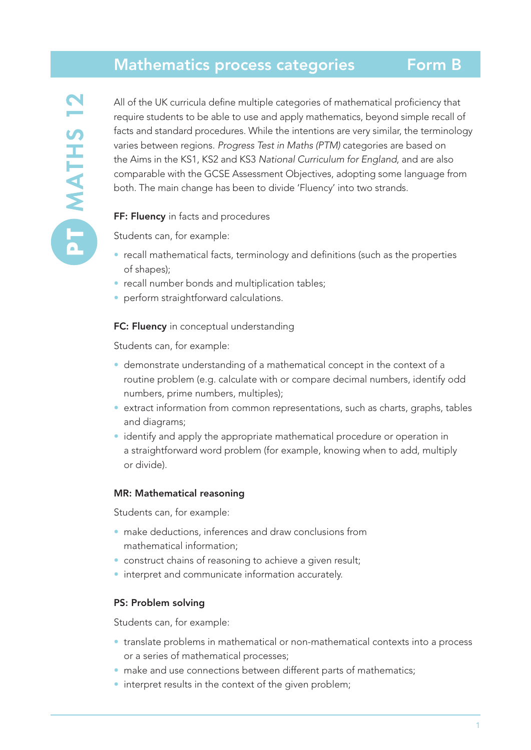# Mathematics process categories — Form B

All of the UK curricula define multiple categories of mathematical proficiency that require students to be able to use and apply mathematics, beyond simple recall of facts and standard procedures. While the intentions are very similar, the terminology varies between regions. *Progress Test in Maths (PTM)* categories are based on the Aims in the KS1, KS2 and KS3 *National Curriculum for England*, and are also comparable with the GCSE Assessment Objectives, adopting some language from both. The main change has been to divide 'Fluency' into two strands.

**FF: Fluency** in facts and procedures

Students can, for example:

- recall mathematical facts, terminology and definitions (such as the properties of shapes);
- recall number bonds and multiplication tables;
- perform straightforward calculations.

**FC: Fluency** in conceptual understanding

Students can, for example:

- demonstrate understanding of a mathematical concept in the context of a routine problem (e.g. calculate with or compare decimal numbers, identify odd numbers, prime numbers, multiples);
- extract information from common representations, such as charts, graphs, tables and diagrams;
- identify and apply the appropriate mathematical procedure or operation in a straightforward word problem (for example, knowing when to add, multiply or divide).

**MR: Mathematical reasoning**

Students can, for example:

- make deductions, inferences and draw conclusions from mathematical information;
- construct chains of reasoning to achieve a given result;
- interpret and communicate information accurately.

**PS: Problem solving**

Students can, for example:

- translate problems in mathematical or non-mathematical contexts into a process or a series of mathematical processes;
- make and use connections between different parts of mathematics;
- interpret results in the context of the given problem;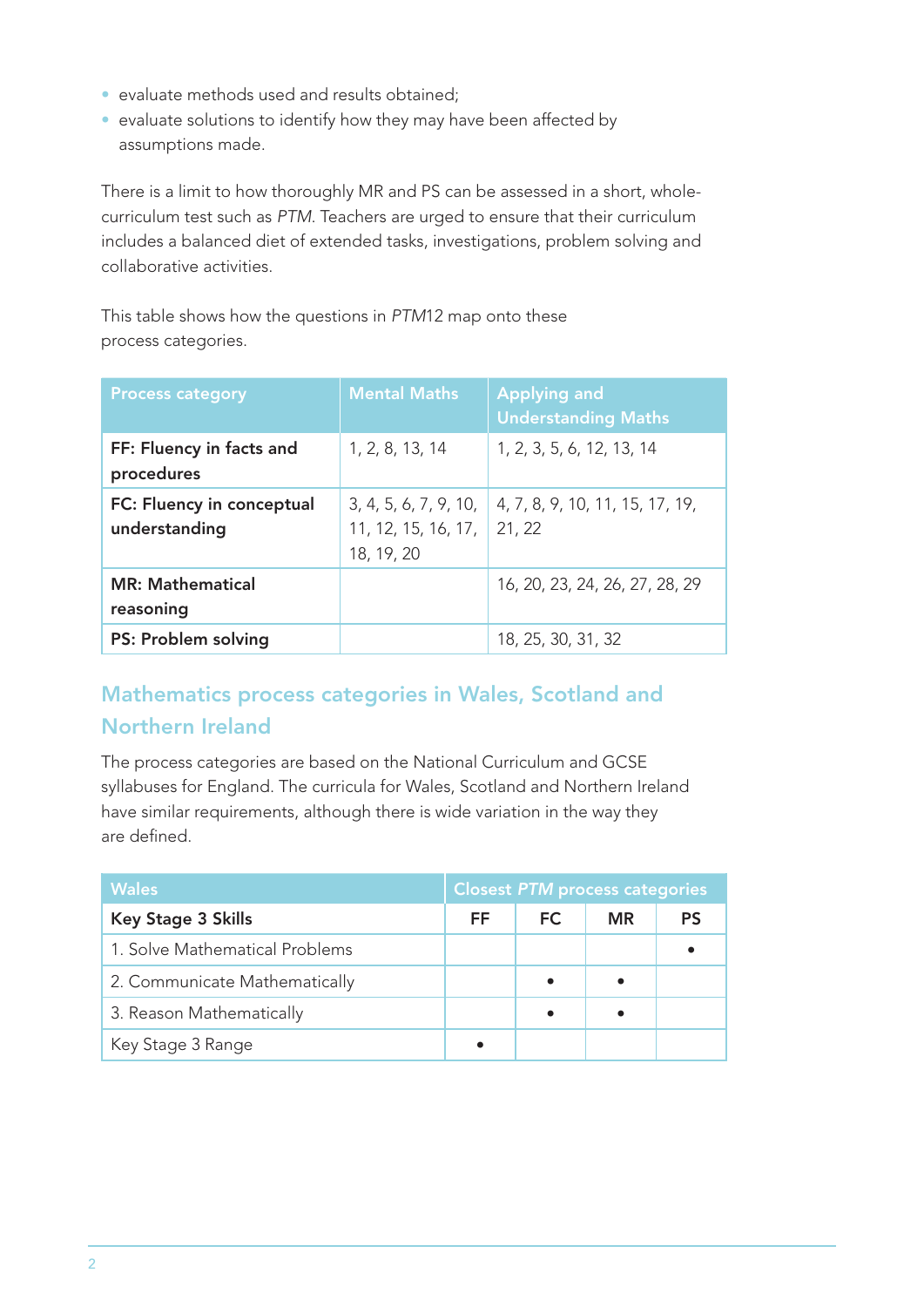- evaluate methods used and results obtained;
- evaluate solutions to identify how they may have been affected by assumptions made.

There is a limit to how thoroughly MR and PS can be assessed in a short, whole-curriculum test such as *PTM*. Teachers are urged to ensure that their curriculum includes a balanced diet of extended tasks, investigations, problem solving and collaborative activities.

This table shows how the questions in *PTM*12 map onto these process categories.

| Process category | Mental Maths | Applying and Understanding Maths |
|---|---|---|
| **FF: Fluency in facts and procedures** | 1, 2, 8, 13, 14 | 1, 2, 3, 5, 6, 12, 13, 14 |
| **FC: Fluency in conceptual understanding** | 3, 4, 5, 6, 7, 9, 10, 11, 12, 15, 16, 17, 18, 19, 20 | 4, 7, 8, 9, 10, 11, 15, 17, 19, 21, 22 |
| **MR: Mathematical reasoning** | | 16, 20, 23, 24, 26, 27, 28, 29 |
| **PS: Problem solving** | | 18, 25, 30, 31, 32 |

## Mathematics process categories in Wales, Scotland and Northern Ireland

The process categories are based on the National Curriculum and GCSE syllabuses for England. The curricula for Wales, Scotland and Northern Ireland have similar requirements, although there is wide variation in the way they are defined.

| Wales | Closest *PTM* process categories | | | |
|---|---|---|---|---|
| **Key Stage 3 Skills** | **FF** | **FC** | **MR** | **PS** |
| 1. Solve Mathematical Problems | | | | • |
| 2. Communicate Mathematically | | • | • | |
| 3. Reason Mathematically | | • | • | |
| Key Stage 3 Range | • | | | |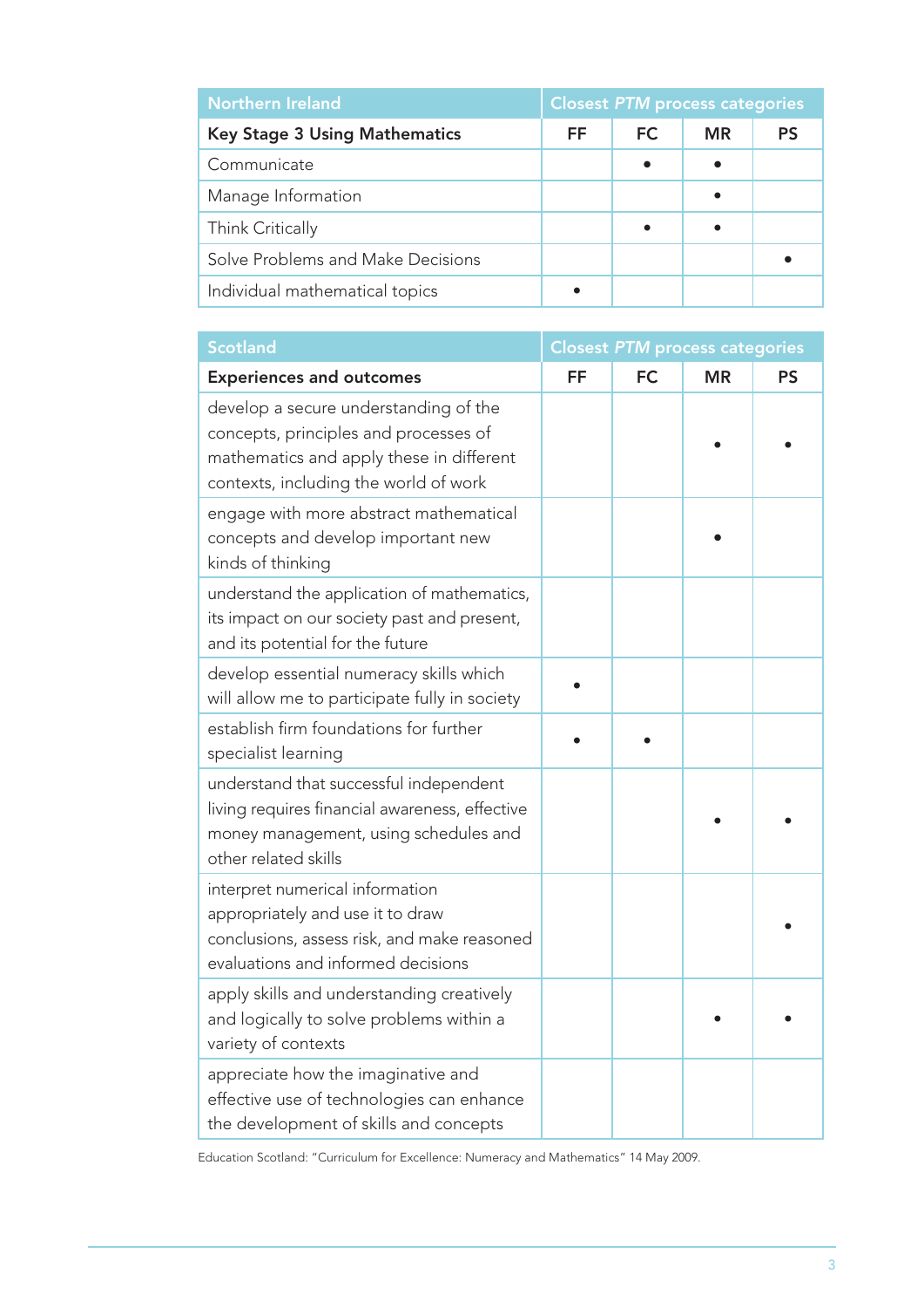| Northern Ireland | Closest *PTM* process categories | | | |
|---|---|---|---|---|
| **Key Stage 3 Using Mathematics** | **FF** | **FC** | **MR** | **PS** |
| Communicate | | • | • | |
| Manage Information | | | • | |
| Think Critically | | • | • | |
| Solve Problems and Make Decisions | | | | • |
| Individual mathematical topics | • | | | |

| Scotland | Closest *PTM* process categories | | | |
|---|---|---|---|---|
| **Experiences and outcomes** | **FF** | **FC** | **MR** | **PS** |
| develop a secure understanding of the concepts, principles and processes of mathematics and apply these in different contexts, including the world of work | | | • | • |
| engage with more abstract mathematical concepts and develop important new kinds of thinking | | | • | |
| understand the application of mathematics, its impact on our society past and present, and its potential for the future | | | | |
| develop essential numeracy skills which will allow me to participate fully in society | • | | | |
| establish firm foundations for further specialist learning | • | • | | |
| understand that successful independent living requires financial awareness, effective money management, using schedules and other related skills | | | • | • |
| interpret numerical information appropriately and use it to draw conclusions, assess risk, and make reasoned evaluations and informed decisions | | | | • |
| apply skills and understanding creatively and logically to solve problems within a variety of contexts | | | • | • |
| appreciate how the imaginative and effective use of technologies can enhance the development of skills and concepts | | | | |

Education Scotland: "Curriculum for Excellence: Numeracy and Mathematics" 14 May 2009.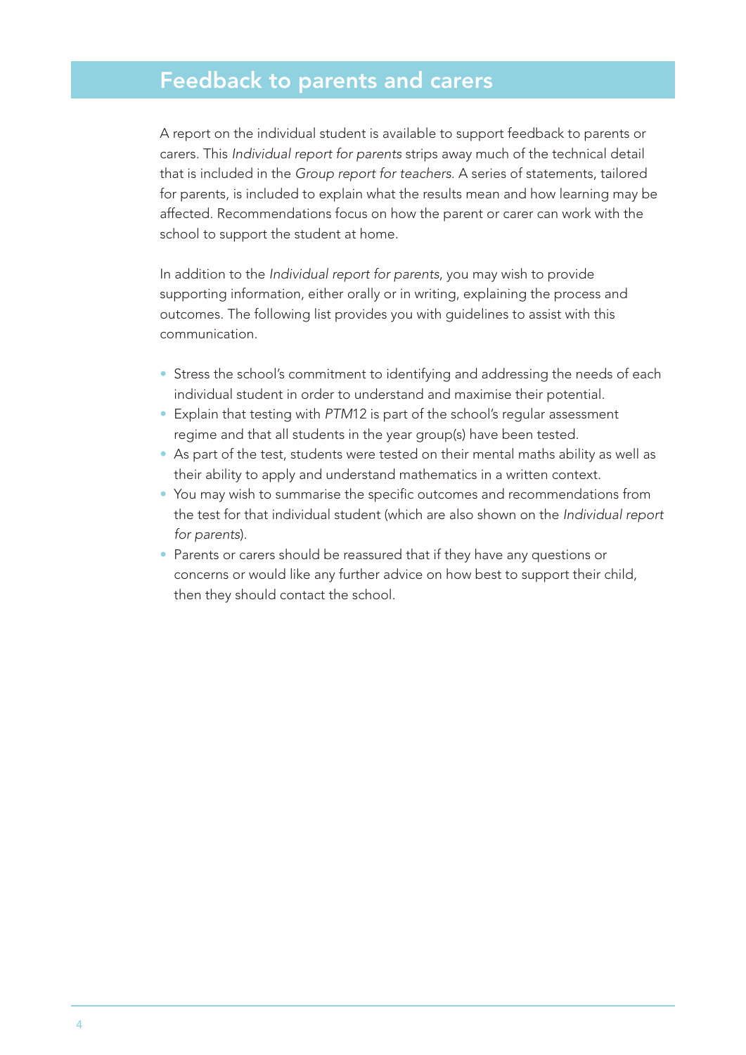## Feedback to parents and carers

A report on the individual student is available to support feedback to parents or carers. This *Individual report for parents* strips away much of the technical detail that is included in the *Group report for teachers*. A series of statements, tailored for parents, is included to explain what the results mean and how learning may be affected. Recommendations focus on how the parent or carer can work with the school to support the student at home.

In addition to the *Individual report for parents*, you may wish to provide supporting information, either orally or in writing, explaining the process and outcomes. The following list provides you with guidelines to assist with this communication.

- Stress the school's commitment to identifying and addressing the needs of each individual student in order to understand and maximise their potential.
- Explain that testing with *PTM*12 is part of the school's regular assessment regime and that all students in the year group(s) have been tested.
- As part of the test, students were tested on their mental maths ability as well as their ability to apply and understand mathematics in a written context.
- You may wish to summarise the specific outcomes and recommendations from the test for that individual student (which are also shown on the *Individual report for parents*).
- Parents or carers should be reassured that if they have any questions or concerns or would like any further advice on how best to support their child, then they should contact the school.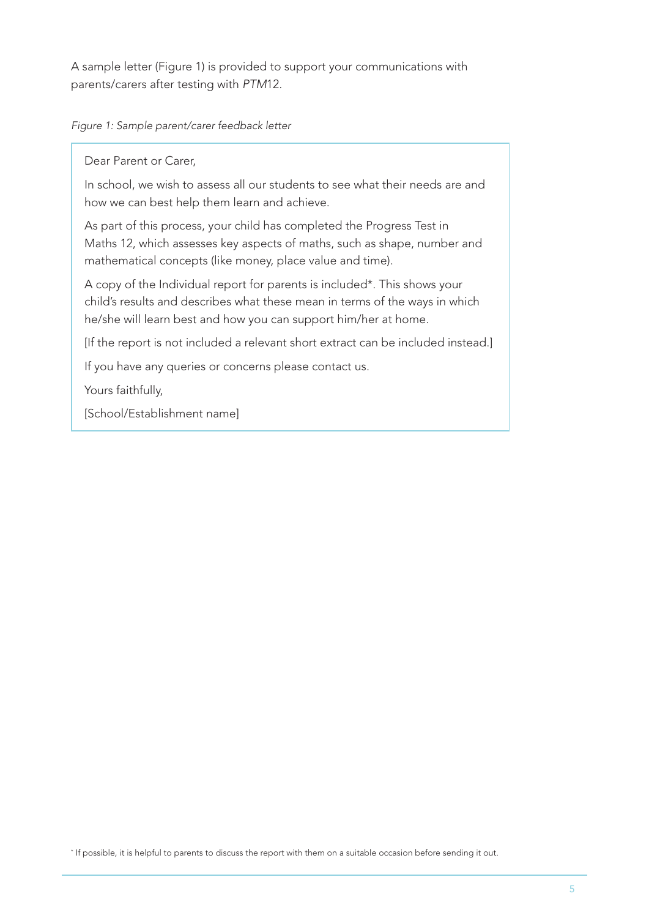A sample letter (Figure 1) is provided to support your communications with parents/carers after testing with *PTM*12.

*Figure 1: Sample parent/carer feedback letter*

> Dear Parent or Carer,
>
> In school, we wish to assess all our students to see what their needs are and how we can best help them learn and achieve.
>
> As part of this process, your child has completed the Progress Test in Maths 12, which assesses key aspects of maths, such as shape, number and mathematical concepts (like money, place value and time).
>
> A copy of the Individual report for parents is included*. This shows your child's results and describes what these mean in terms of the ways in which he/she will learn best and how you can support him/her at home.
>
> [If the report is not included a relevant short extract can be included instead.]
>
> If you have any queries or concerns please contact us.
>
> Yours faithfully,
>
> [School/Establishment name]

* If possible, it is helpful to parents to discuss the report with them on a suitable occasion before sending it out.